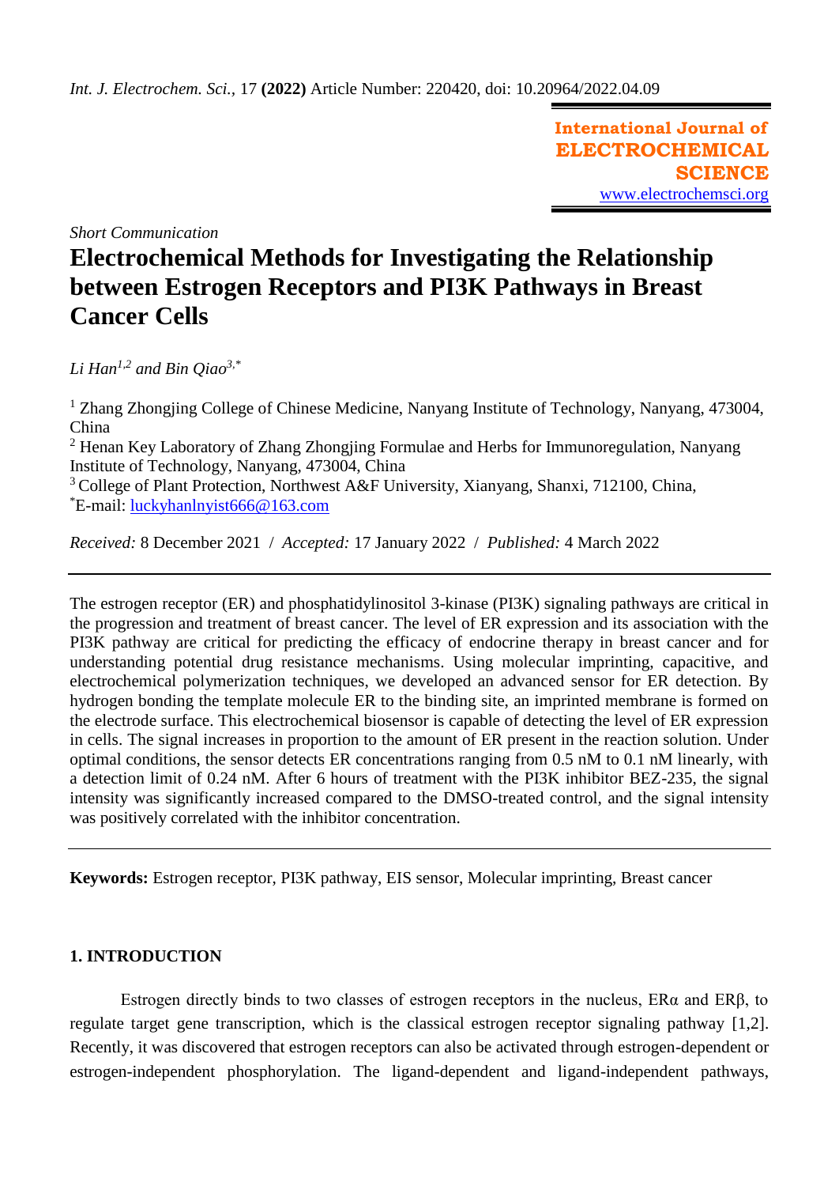*Short Communication*

# Electrochemical Methods for Investigating the Relationship between Estrogen Receptors and PI3K Pathways in Breast Cancer Cells

*Li Han*[1,2] *and Bin Qiao*[3,*]

[1] Zhang Zhongjing College of Chinese Medicine, Nanyang Institute of Technology, Nanyang, 473004, China
[2] Henan Key Laboratory of Zhang Zhongjing Formulae and Herbs for Immunoregulation, Nanyang Institute of Technology, Nanyang, 473004, China
[3] College of Plant Protection, Northwest A&F University, Xianyang, Shanxi, 712100, China,
[*]E-mail: luckyhanlnyist666@163.com

*Received:* 8 December 2021 / *Accepted:* 17 January 2022 / *Published:* 4 March 2022

---

The estrogen receptor (ER) and phosphatidylinositol 3-kinase (PI3K) signaling pathways are critical in the progression and treatment of breast cancer. The level of ER expression and its association with the PI3K pathway are critical for predicting the efficacy of endocrine therapy in breast cancer and for understanding potential drug resistance mechanisms. Using molecular imprinting, capacitive, and electrochemical polymerization techniques, we developed an advanced sensor for ER detection. By hydrogen bonding the template molecule ER to the binding site, an imprinted membrane is formed on the electrode surface. This electrochemical biosensor is capable of detecting the level of ER expression in cells. The signal increases in proportion to the amount of ER present in the reaction solution. Under optimal conditions, the sensor detects ER concentrations ranging from 0.5 nM to 0.1 nM linearly, with a detection limit of 0.24 nM. After 6 hours of treatment with the PI3K inhibitor BEZ-235, the signal intensity was significantly increased compared to the DMSO-treated control, and the signal intensity was positively correlated with the inhibitor concentration.

---

**Keywords:** Estrogen receptor, PI3K pathway, EIS sensor, Molecular imprinting, Breast cancer

## 1. INTRODUCTION

Estrogen directly binds to two classes of estrogen receptors in the nucleus, ERα and ERβ, to regulate target gene transcription, which is the classical estrogen receptor signaling pathway [1,2]. Recently, it was discovered that estrogen receptors can also be activated through estrogen-dependent or estrogen-independent phosphorylation. The ligand-dependent and ligand-independent pathways,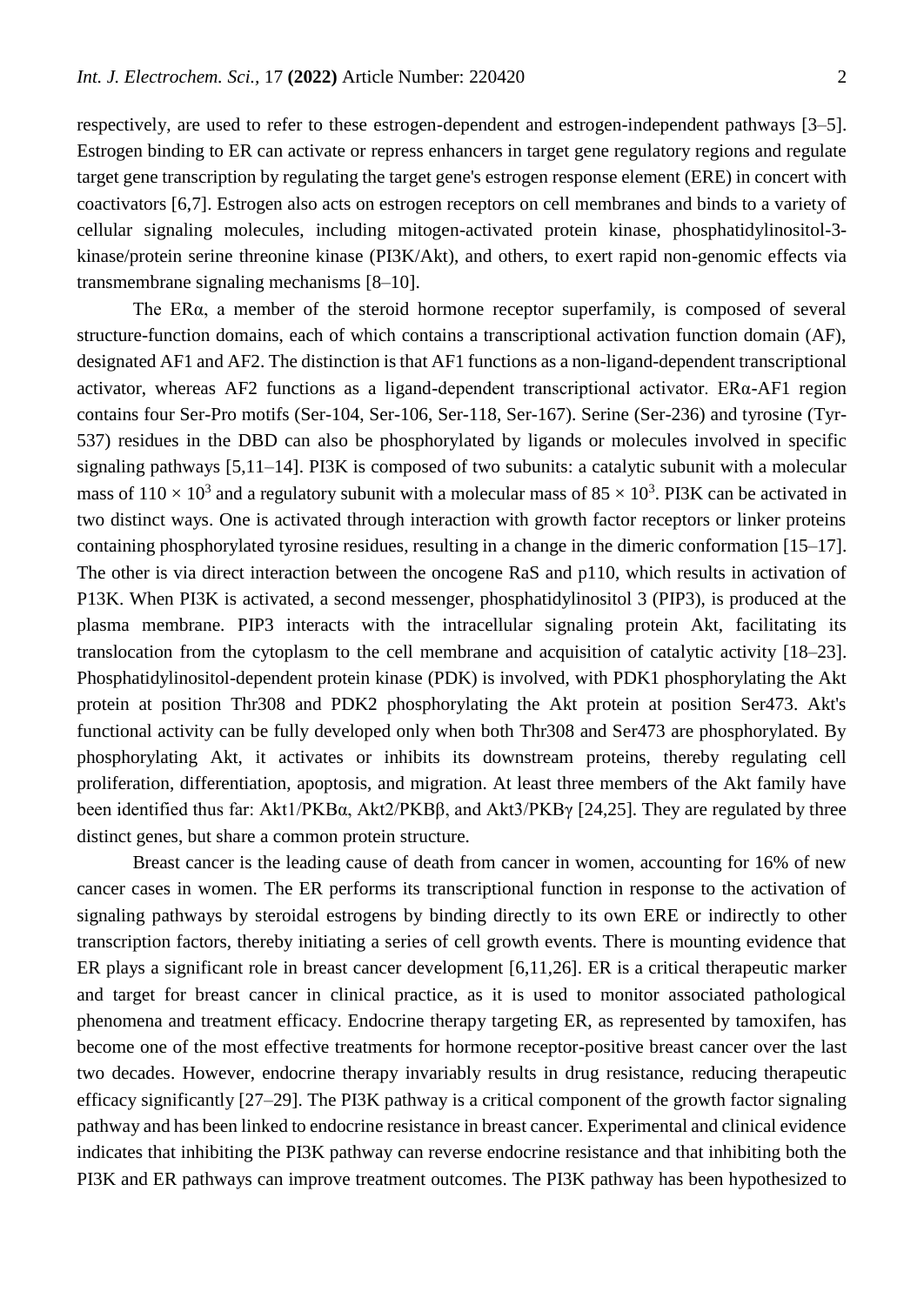respectively, are used to refer to these estrogen-dependent and estrogen-independent pathways [3–5]. Estrogen binding to ER can activate or repress enhancers in target gene regulatory regions and regulate target gene transcription by regulating the target gene's estrogen response element (ERE) in concert with coactivators [6,7]. Estrogen also acts on estrogen receptors on cell membranes and binds to a variety of cellular signaling molecules, including mitogen-activated protein kinase, phosphatidylinositol-3-kinase/protein serine threonine kinase (PI3K/Akt), and others, to exert rapid non-genomic effects via transmembrane signaling mechanisms [8–10].

The ERα, a member of the steroid hormone receptor superfamily, is composed of several structure-function domains, each of which contains a transcriptional activation function domain (AF), designated AF1 and AF2. The distinction is that AF1 functions as a non-ligand-dependent transcriptional activator, whereas AF2 functions as a ligand-dependent transcriptional activator. ERα-AF1 region contains four Ser-Pro motifs (Ser-104, Ser-106, Ser-118, Ser-167). Serine (Ser-236) and tyrosine (Tyr-537) residues in the DBD can also be phosphorylated by ligands or molecules involved in specific signaling pathways [5,11–14]. PI3K is composed of two subunits: a catalytic subunit with a molecular mass of $110 \times 10^3$ and a regulatory subunit with a molecular mass of $85 \times 10^3$. PI3K can be activated in two distinct ways. One is activated through interaction with growth factor receptors or linker proteins containing phosphorylated tyrosine residues, resulting in a change in the dimeric conformation [15–17]. The other is via direct interaction between the oncogene RaS and p110, which results in activation of P13K. When PI3K is activated, a second messenger, phosphatidylinositol 3 (PIP3), is produced at the plasma membrane. PIP3 interacts with the intracellular signaling protein Akt, facilitating its translocation from the cytoplasm to the cell membrane and acquisition of catalytic activity [18–23]. Phosphatidylinositol-dependent protein kinase (PDK) is involved, with PDK1 phosphorylating the Akt protein at position Thr308 and PDK2 phosphorylating the Akt protein at position Ser473. Akt's functional activity can be fully developed only when both Thr308 and Ser473 are phosphorylated. By phosphorylating Akt, it activates or inhibits its downstream proteins, thereby regulating cell proliferation, differentiation, apoptosis, and migration. At least three members of the Akt family have been identified thus far: Akt1/PKBα, Akt2/PKBβ, and Akt3/PKBγ [24,25]. They are regulated by three distinct genes, but share a common protein structure.

Breast cancer is the leading cause of death from cancer in women, accounting for 16% of new cancer cases in women. The ER performs its transcriptional function in response to the activation of signaling pathways by steroidal estrogens by binding directly to its own ERE or indirectly to other transcription factors, thereby initiating a series of cell growth events. There is mounting evidence that ER plays a significant role in breast cancer development [6,11,26]. ER is a critical therapeutic marker and target for breast cancer in clinical practice, as it is used to monitor associated pathological phenomena and treatment efficacy. Endocrine therapy targeting ER, as represented by tamoxifen, has become one of the most effective treatments for hormone receptor-positive breast cancer over the last two decades. However, endocrine therapy invariably results in drug resistance, reducing therapeutic efficacy significantly [27–29]. The PI3K pathway is a critical component of the growth factor signaling pathway and has been linked to endocrine resistance in breast cancer. Experimental and clinical evidence indicates that inhibiting the PI3K pathway can reverse endocrine resistance and that inhibiting both the PI3K and ER pathways can improve treatment outcomes. The PI3K pathway has been hypothesized to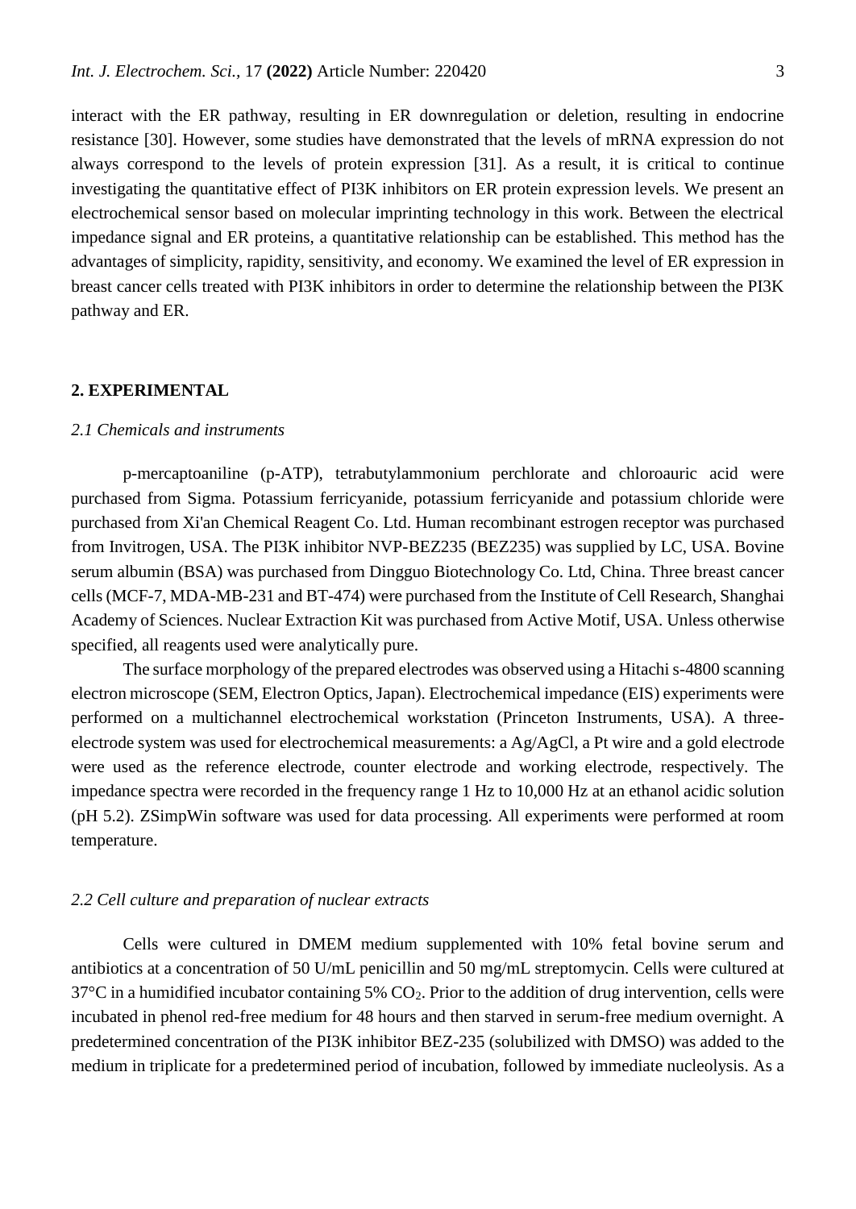interact with the ER pathway, resulting in ER downregulation or deletion, resulting in endocrine resistance [30]. However, some studies have demonstrated that the levels of mRNA expression do not always correspond to the levels of protein expression [31]. As a result, it is critical to continue investigating the quantitative effect of PI3K inhibitors on ER protein expression levels. We present an electrochemical sensor based on molecular imprinting technology in this work. Between the electrical impedance signal and ER proteins, a quantitative relationship can be established. This method has the advantages of simplicity, rapidity, sensitivity, and economy. We examined the level of ER expression in breast cancer cells treated with PI3K inhibitors in order to determine the relationship between the PI3K pathway and ER.

## 2. EXPERIMENTAL

### *2.1 Chemicals and instruments*

p-mercaptoaniline (p-ATP), tetrabutylammonium perchlorate and chloroauric acid were purchased from Sigma. Potassium ferricyanide, potassium ferricyanide and potassium chloride were purchased from Xi'an Chemical Reagent Co. Ltd. Human recombinant estrogen receptor was purchased from Invitrogen, USA. The PI3K inhibitor NVP-BEZ235 (BEZ235) was supplied by LC, USA. Bovine serum albumin (BSA) was purchased from Dingguo Biotechnology Co. Ltd, China. Three breast cancer cells (MCF-7, MDA-MB-231 and BT-474) were purchased from the Institute of Cell Research, Shanghai Academy of Sciences. Nuclear Extraction Kit was purchased from Active Motif, USA. Unless otherwise specified, all reagents used were analytically pure.

The surface morphology of the prepared electrodes was observed using a Hitachi s-4800 scanning electron microscope (SEM, Electron Optics, Japan). Electrochemical impedance (EIS) experiments were performed on a multichannel electrochemical workstation (Princeton Instruments, USA). A three-electrode system was used for electrochemical measurements: a Ag/AgCl, a Pt wire and a gold electrode were used as the reference electrode, counter electrode and working electrode, respectively. The impedance spectra were recorded in the frequency range 1 Hz to 10,000 Hz at an ethanol acidic solution (pH 5.2). ZSimpWin software was used for data processing. All experiments were performed at room temperature.

### *2.2 Cell culture and preparation of nuclear extracts*

Cells were cultured in DMEM medium supplemented with 10% fetal bovine serum and antibiotics at a concentration of 50 U/mL penicillin and 50 mg/mL streptomycin. Cells were cultured at 37°C in a humidified incubator containing 5% $CO_2$. Prior to the addition of drug intervention, cells were incubated in phenol red-free medium for 48 hours and then starved in serum-free medium overnight. A predetermined concentration of the PI3K inhibitor BEZ-235 (solubilized with DMSO) was added to the medium in triplicate for a predetermined period of incubation, followed by immediate nucleolysis. As a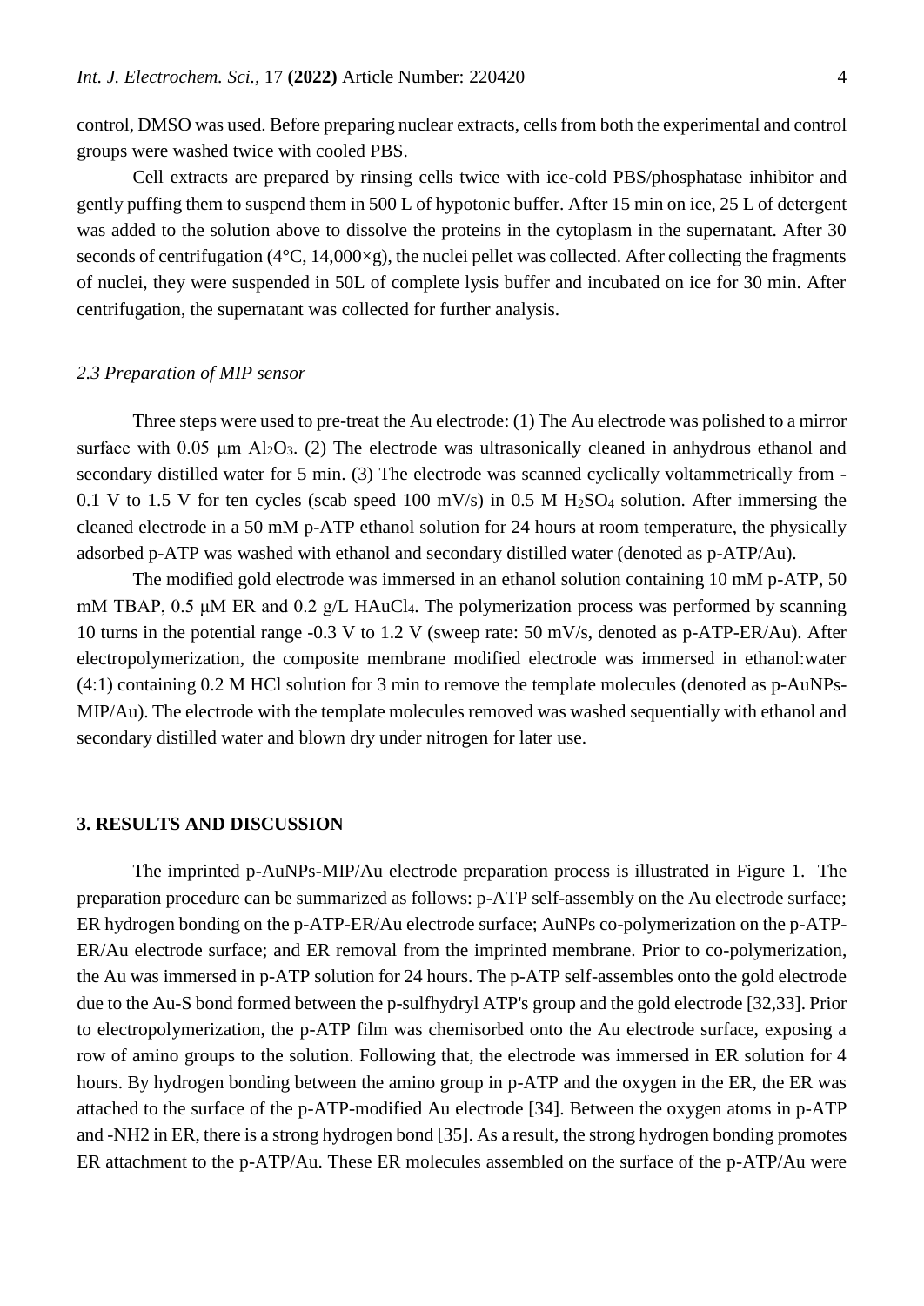control, DMSO was used. Before preparing nuclear extracts, cells from both the experimental and control groups were washed twice with cooled PBS.

Cell extracts are prepared by rinsing cells twice with ice-cold PBS/phosphatase inhibitor and gently puffing them to suspend them in 500 L of hypotonic buffer. After 15 min on ice, 25 L of detergent was added to the solution above to dissolve the proteins in the cytoplasm in the supernatant. After 30 seconds of centrifugation (4°C, 14,000×g), the nuclei pellet was collected. After collecting the fragments of nuclei, they were suspended in 50L of complete lysis buffer and incubated on ice for 30 min. After centrifugation, the supernatant was collected for further analysis.

### *2.3 Preparation of MIP sensor*

Three steps were used to pre-treat the Au electrode: (1) The Au electrode was polished to a mirror surface with 0.05 μm $Al_2O_3$. (2) The electrode was ultrasonically cleaned in anhydrous ethanol and secondary distilled water for 5 min. (3) The electrode was scanned cyclically voltammetrically from -0.1 V to 1.5 V for ten cycles (scab speed 100 mV/s) in 0.5 M $H_2SO_4$ solution. After immersing the cleaned electrode in a 50 mM p-ATP ethanol solution for 24 hours at room temperature, the physically adsorbed p-ATP was washed with ethanol and secondary distilled water (denoted as p-ATP/Au).

The modified gold electrode was immersed in an ethanol solution containing 10 mM p-ATP, 50 mM TBAP, 0.5 μM ER and 0.2 g/L $HAuCl_4$. The polymerization process was performed by scanning 10 turns in the potential range -0.3 V to 1.2 V (sweep rate: 50 mV/s, denoted as p-ATP-ER/Au). After electropolymerization, the composite membrane modified electrode was immersed in ethanol:water (4:1) containing 0.2 M HCl solution for 3 min to remove the template molecules (denoted as p-AuNPs-MIP/Au). The electrode with the template molecules removed was washed sequentially with ethanol and secondary distilled water and blown dry under nitrogen for later use.

## 3. RESULTS AND DISCUSSION

The imprinted p-AuNPs-MIP/Au electrode preparation process is illustrated in Figure 1. The preparation procedure can be summarized as follows: p-ATP self-assembly on the Au electrode surface; ER hydrogen bonding on the p-ATP-ER/Au electrode surface; AuNPs co-polymerization on the p-ATP-ER/Au electrode surface; and ER removal from the imprinted membrane. Prior to co-polymerization, the Au was immersed in p-ATP solution for 24 hours. The p-ATP self-assembles onto the gold electrode due to the Au-S bond formed between the p-sulfhydryl ATP's group and the gold electrode [32,33]. Prior to electropolymerization, the p-ATP film was chemisorbed onto the Au electrode surface, exposing a row of amino groups to the solution. Following that, the electrode was immersed in ER solution for 4 hours. By hydrogen bonding between the amino group in p-ATP and the oxygen in the ER, the ER was attached to the surface of the p-ATP-modified Au electrode [34]. Between the oxygen atoms in p-ATP and -NH2 in ER, there is a strong hydrogen bond [35]. As a result, the strong hydrogen bonding promotes ER attachment to the p-ATP/Au. These ER molecules assembled on the surface of the p-ATP/Au were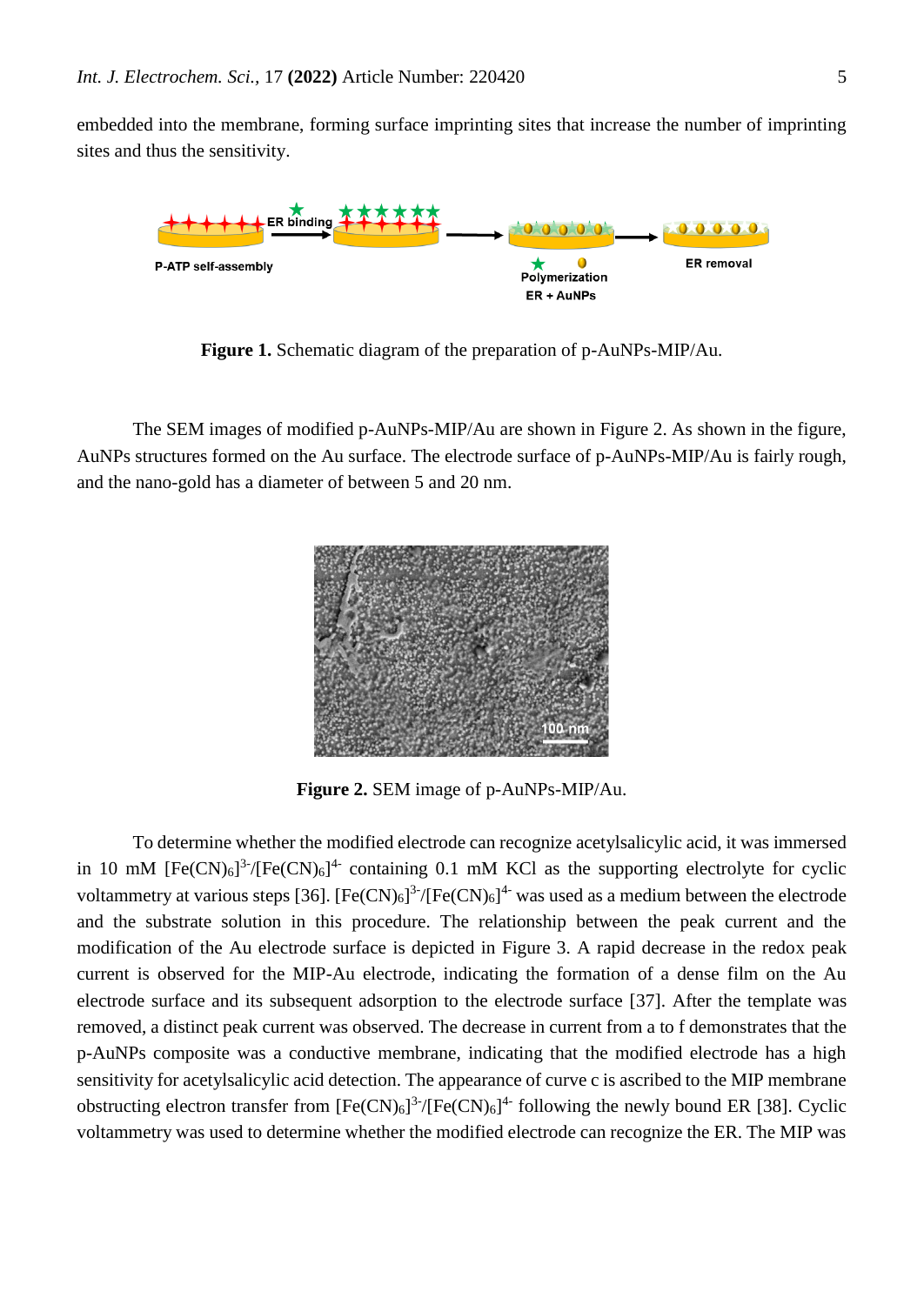embedded into the membrane, forming surface imprinting sites that increase the number of imprinting sites and thus the sensitivity.

**Figure 1.** Schematic diagram of the preparation of p-AuNPs-MIP/Au.

The SEM images of modified p-AuNPs-MIP/Au are shown in Figure 2. As shown in the figure, AuNPs structures formed on the Au surface. The electrode surface of p-AuNPs-MIP/Au is fairly rough, and the nano-gold has a diameter of between 5 and 20 nm.

**Figure 2.** SEM image of p-AuNPs-MIP/Au.

To determine whether the modified electrode can recognize acetylsalicylic acid, it was immersed in 10 mM $[Fe(CN)_6]^{3-}$/$[Fe(CN)_6]^{4-}$ containing 0.1 mM KCl as the supporting electrolyte for cyclic voltammetry at various steps [36]. $[Fe(CN)_6]^{3-}$/$[Fe(CN)_6]^{4-}$ was used as a medium between the electrode and the substrate solution in this procedure. The relationship between the peak current and the modification of the Au electrode surface is depicted in Figure 3. A rapid decrease in the redox peak current is observed for the MIP-Au electrode, indicating the formation of a dense film on the Au electrode surface and its subsequent adsorption to the electrode surface [37]. After the template was removed, a distinct peak current was observed. The decrease in current from a to f demonstrates that the p-AuNPs composite was a conductive membrane, indicating that the modified electrode has a high sensitivity for acetylsalicylic acid detection. The appearance of curve c is ascribed to the MIP membrane obstructing electron transfer from $[Fe(CN)_6]^{3-}$/$[Fe(CN)_6]^{4-}$ following the newly bound ER [38]. Cyclic voltammetry was used to determine whether the modified electrode can recognize the ER. The MIP was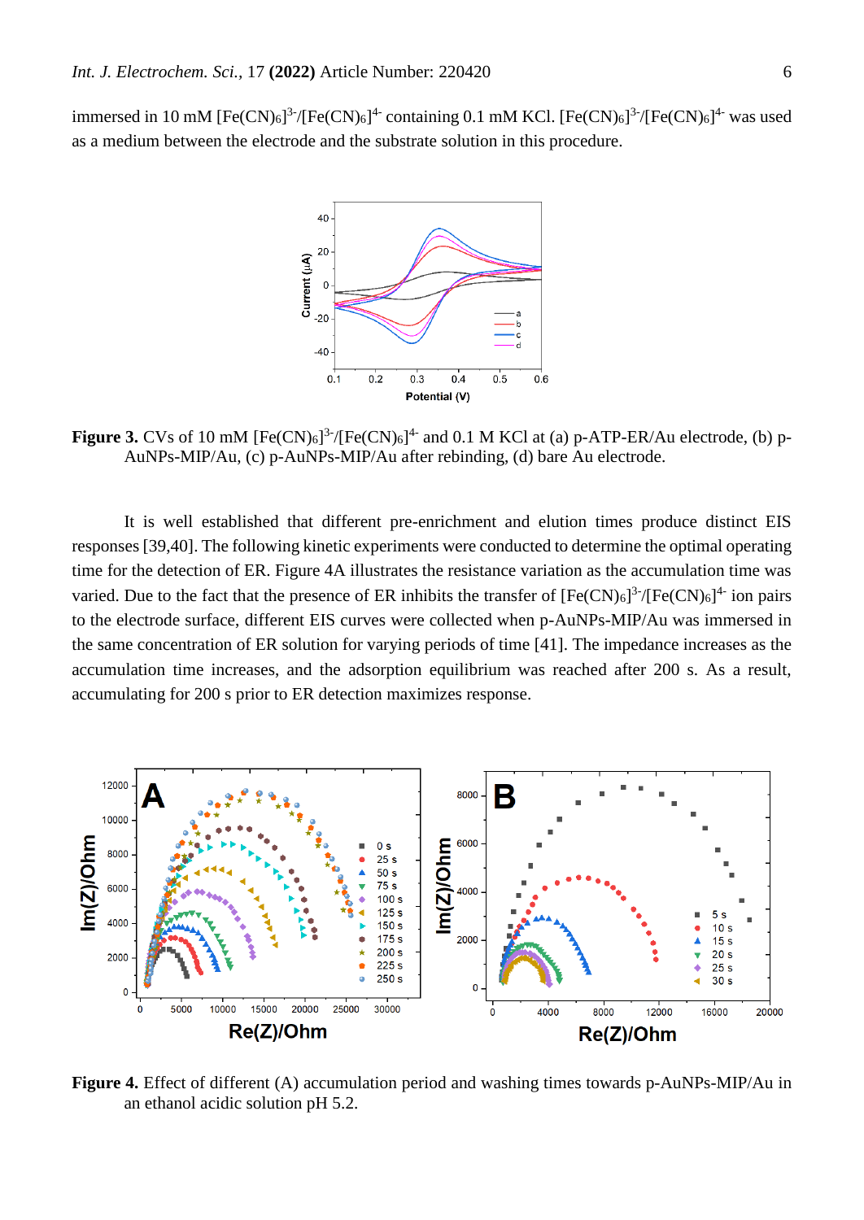immersed in 10 mM $[Fe(CN)_6]^{3-}/[Fe(CN)_6]^{4-}$ containing 0.1 mM KCl. $[Fe(CN)_6]^{3-}/[Fe(CN)_6]^{4-}$ was used as a medium between the electrode and the substrate solution in this procedure.

**Figure 3.** CVs of 10 mM $[Fe(CN)_6]^{3-}/[Fe(CN)_6]^{4-}$ and 0.1 M KCl at (a) p-ATP-ER/Au electrode, (b) p-AuNPs-MIP/Au, (c) p-AuNPs-MIP/Au after rebinding, (d) bare Au electrode.

It is well established that different pre-enrichment and elution times produce distinct EIS responses [39,40]. The following kinetic experiments were conducted to determine the optimal operating time for the detection of ER. Figure 4A illustrates the resistance variation as the accumulation time was varied. Due to the fact that the presence of ER inhibits the transfer of $[Fe(CN)_6]^{3-}/[Fe(CN)_6]^{4-}$ ion pairs to the electrode surface, different EIS curves were collected when p-AuNPs-MIP/Au was immersed in the same concentration of ER solution for varying periods of time [41]. The impedance increases as the accumulation time increases, and the adsorption equilibrium was reached after 200 s. As a result, accumulating for 200 s prior to ER detection maximizes response.

**Figure 4.** Effect of different (A) accumulation period and washing times towards p-AuNPs-MIP/Au in an ethanol acidic solution pH 5.2.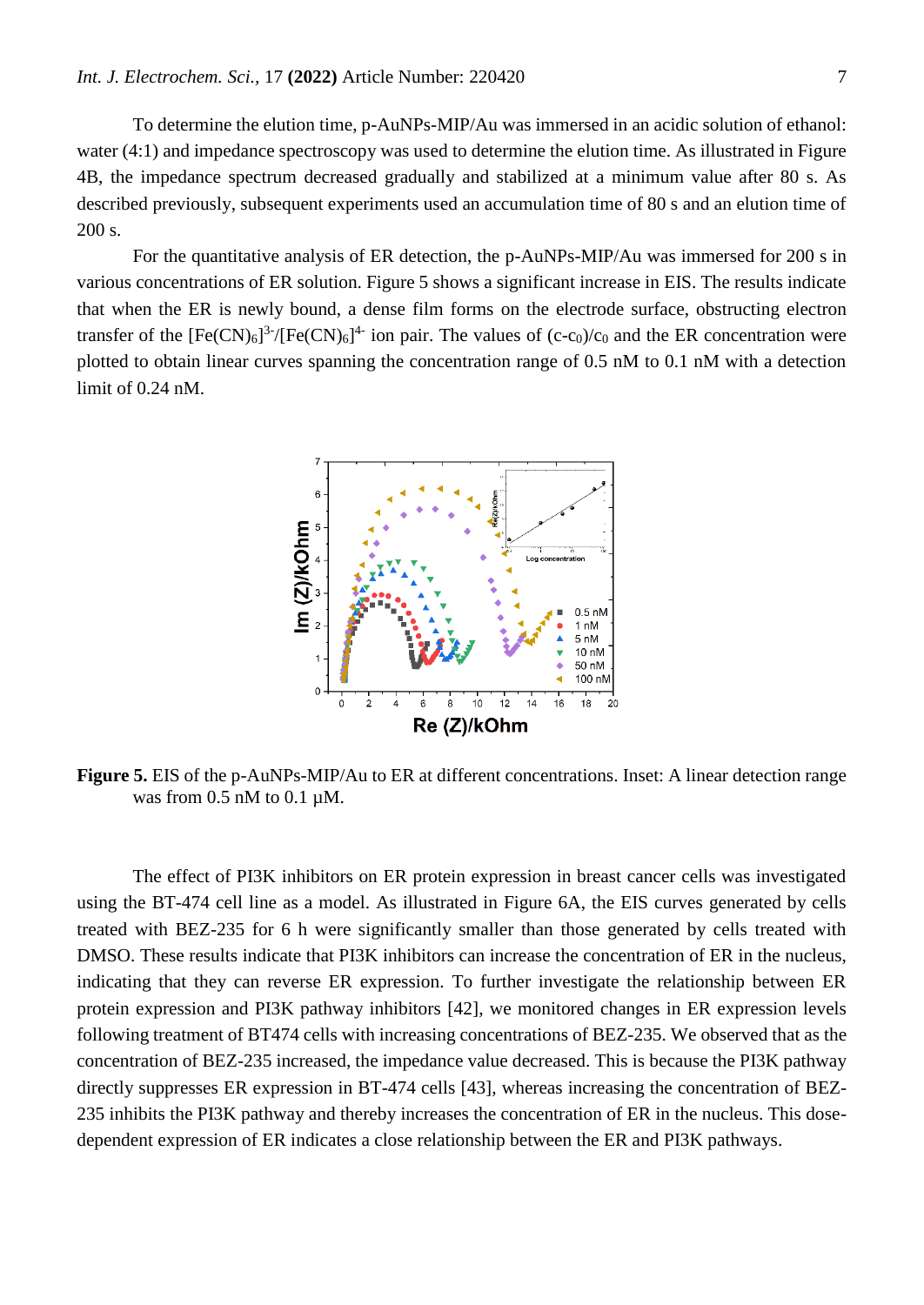To determine the elution time, p-AuNPs-MIP/Au was immersed in an acidic solution of ethanol: water (4:1) and impedance spectroscopy was used to determine the elution time. As illustrated in Figure 4B, the impedance spectrum decreased gradually and stabilized at a minimum value after 80 s. As described previously, subsequent experiments used an accumulation time of 80 s and an elution time of 200 s.

For the quantitative analysis of ER detection, the p-AuNPs-MIP/Au was immersed for 200 s in various concentrations of ER solution. Figure 5 shows a significant increase in EIS. The results indicate that when the ER is newly bound, a dense film forms on the electrode surface, obstructing electron transfer of the $[Fe(CN)_6]^{3-}/[Fe(CN)_6]^{4-}$ ion pair. The values of $(c-c_0)/c_0$ and the ER concentration were plotted to obtain linear curves spanning the concentration range of 0.5 nM to 0.1 nM with a detection limit of 0.24 nM.

**Figure 5.** EIS of the p-AuNPs-MIP/Au to ER at different concentrations. Inset: A linear detection range was from 0.5 nM to 0.1 μM.

The effect of PI3K inhibitors on ER protein expression in breast cancer cells was investigated using the BT-474 cell line as a model. As illustrated in Figure 6A, the EIS curves generated by cells treated with BEZ-235 for 6 h were significantly smaller than those generated by cells treated with DMSO. These results indicate that PI3K inhibitors can increase the concentration of ER in the nucleus, indicating that they can reverse ER expression. To further investigate the relationship between ER protein expression and PI3K pathway inhibitors [42], we monitored changes in ER expression levels following treatment of BT474 cells with increasing concentrations of BEZ-235. We observed that as the concentration of BEZ-235 increased, the impedance value decreased. This is because the PI3K pathway directly suppresses ER expression in BT-474 cells [43], whereas increasing the concentration of BEZ-235 inhibits the PI3K pathway and thereby increases the concentration of ER in the nucleus. This dose-dependent expression of ER indicates a close relationship between the ER and PI3K pathways.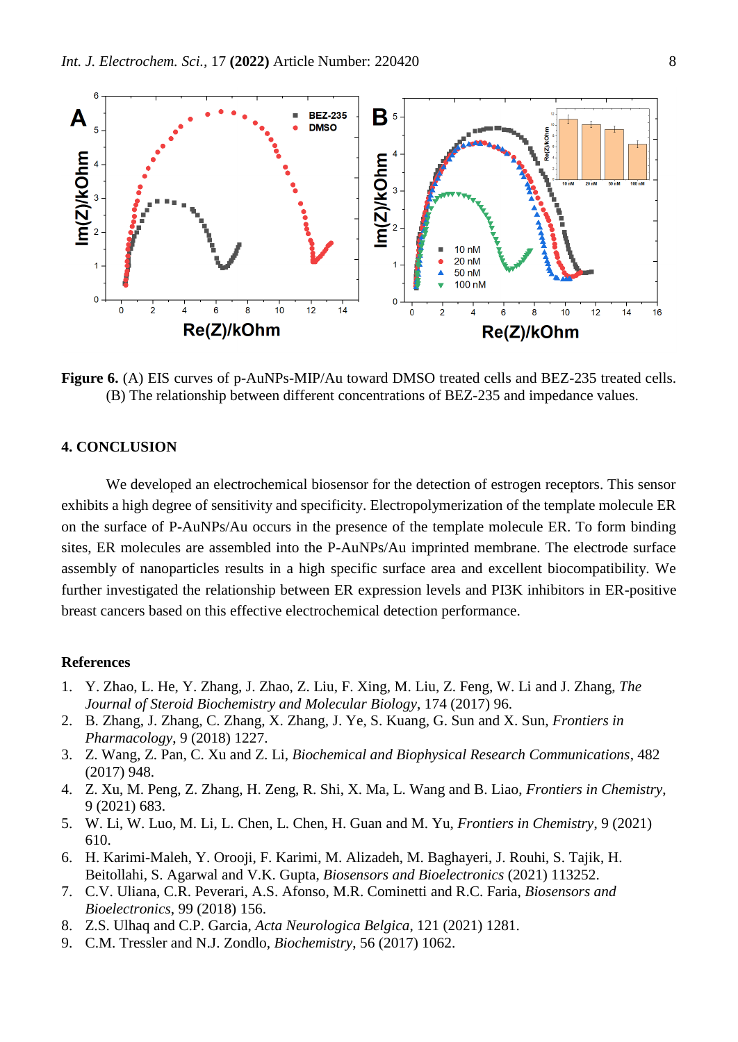**Figure 6.** (A) EIS curves of p-AuNPs-MIP/Au toward DMSO treated cells and BEZ-235 treated cells. (B) The relationship between different concentrations of BEZ-235 and impedance values.

## 4. CONCLUSION

We developed an electrochemical biosensor for the detection of estrogen receptors. This sensor exhibits a high degree of sensitivity and specificity. Electropolymerization of the template molecule ER on the surface of P-AuNPs/Au occurs in the presence of the template molecule ER. To form binding sites, ER molecules are assembled into the P-AuNPs/Au imprinted membrane. The electrode surface assembly of nanoparticles results in a high specific surface area and excellent biocompatibility. We further investigated the relationship between ER expression levels and PI3K inhibitors in ER-positive breast cancers based on this effective electrochemical detection performance.

## References

1. Y. Zhao, L. He, Y. Zhang, J. Zhao, Z. Liu, F. Xing, M. Liu, Z. Feng, W. Li and J. Zhang, *The Journal of Steroid Biochemistry and Molecular Biology*, 174 (2017) 96.
2. B. Zhang, J. Zhang, C. Zhang, X. Zhang, J. Ye, S. Kuang, G. Sun and X. Sun, *Frontiers in Pharmacology*, 9 (2018) 1227.
3. Z. Wang, Z. Pan, C. Xu and Z. Li, *Biochemical and Biophysical Research Communications*, 482 (2017) 948.
4. Z. Xu, M. Peng, Z. Zhang, H. Zeng, R. Shi, X. Ma, L. Wang and B. Liao, *Frontiers in Chemistry*, 9 (2021) 683.
5. W. Li, W. Luo, M. Li, L. Chen, L. Chen, H. Guan and M. Yu, *Frontiers in Chemistry*, 9 (2021) 610.
6. H. Karimi-Maleh, Y. Orooji, F. Karimi, M. Alizadeh, M. Baghayeri, J. Rouhi, S. Tajik, H. Beitollahi, S. Agarwal and V.K. Gupta, *Biosensors and Bioelectronics* (2021) 113252.
7. C.V. Uliana, C.R. Peverari, A.S. Afonso, M.R. Cominetti and R.C. Faria, *Biosensors and Bioelectronics*, 99 (2018) 156.
8. Z.S. Ulhaq and C.P. Garcia, *Acta Neurologica Belgica*, 121 (2021) 1281.
9. C.M. Tressler and N.J. Zondlo, *Biochemistry*, 56 (2017) 1062.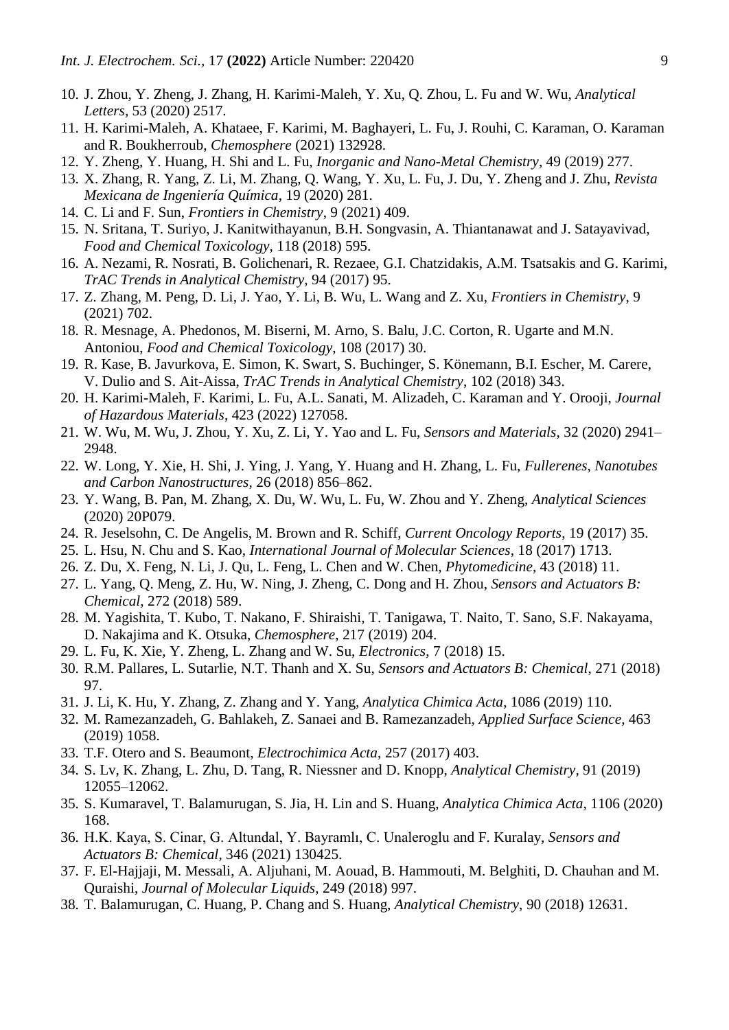10. J. Zhou, Y. Zheng, J. Zhang, H. Karimi-Maleh, Y. Xu, Q. Zhou, L. Fu and W. Wu, *Analytical Letters*, 53 (2020) 2517.
11. H. Karimi-Maleh, A. Khataee, F. Karimi, M. Baghayeri, L. Fu, J. Rouhi, C. Karaman, O. Karaman and R. Boukherroub, *Chemosphere* (2021) 132928.
12. Y. Zheng, Y. Huang, H. Shi and L. Fu, *Inorganic and Nano-Metal Chemistry*, 49 (2019) 277.
13. X. Zhang, R. Yang, Z. Li, M. Zhang, Q. Wang, Y. Xu, L. Fu, J. Du, Y. Zheng and J. Zhu, *Revista Mexicana de Ingeniería Química*, 19 (2020) 281.
14. C. Li and F. Sun, *Frontiers in Chemistry*, 9 (2021) 409.
15. N. Sritana, T. Suriyo, J. Kanitwithayanun, B.H. Songvasin, A. Thiantanawat and J. Satayavivad, *Food and Chemical Toxicology*, 118 (2018) 595.
16. A. Nezami, R. Nosrati, B. Golichenari, R. Rezaee, G.I. Chatzidakis, A.M. Tsatsakis and G. Karimi, *TrAC Trends in Analytical Chemistry*, 94 (2017) 95.
17. Z. Zhang, M. Peng, D. Li, J. Yao, Y. Li, B. Wu, L. Wang and Z. Xu, *Frontiers in Chemistry*, 9 (2021) 702.
18. R. Mesnage, A. Phedonos, M. Biserni, M. Arno, S. Balu, J.C. Corton, R. Ugarte and M.N. Antoniou, *Food and Chemical Toxicology*, 108 (2017) 30.
19. R. Kase, B. Javurkova, E. Simon, K. Swart, S. Buchinger, S. Könemann, B.I. Escher, M. Carere, V. Dulio and S. Ait-Aissa, *TrAC Trends in Analytical Chemistry*, 102 (2018) 343.
20. H. Karimi-Maleh, F. Karimi, L. Fu, A.L. Sanati, M. Alizadeh, C. Karaman and Y. Orooji, *Journal of Hazardous Materials*, 423 (2022) 127058.
21. W. Wu, M. Wu, J. Zhou, Y. Xu, Z. Li, Y. Yao and L. Fu, *Sensors and Materials*, 32 (2020) 2941–2948.
22. W. Long, Y. Xie, H. Shi, J. Ying, J. Yang, Y. Huang and H. Zhang, L. Fu, *Fullerenes, Nanotubes and Carbon Nanostructures*, 26 (2018) 856–862.
23. Y. Wang, B. Pan, M. Zhang, X. Du, W. Wu, L. Fu, W. Zhou and Y. Zheng, *Analytical Sciences* (2020) 20P079.
24. R. Jeselsohn, C. De Angelis, M. Brown and R. Schiff, *Current Oncology Reports*, 19 (2017) 35.
25. L. Hsu, N. Chu and S. Kao, *International Journal of Molecular Sciences*, 18 (2017) 1713.
26. Z. Du, X. Feng, N. Li, J. Qu, L. Feng, L. Chen and W. Chen, *Phytomedicine*, 43 (2018) 11.
27. L. Yang, Q. Meng, Z. Hu, W. Ning, J. Zheng, C. Dong and H. Zhou, *Sensors and Actuators B: Chemical*, 272 (2018) 589.
28. M. Yagishita, T. Kubo, T. Nakano, F. Shiraishi, T. Tanigawa, T. Naito, T. Sano, S.F. Nakayama, D. Nakajima and K. Otsuka, *Chemosphere*, 217 (2019) 204.
29. L. Fu, K. Xie, Y. Zheng, L. Zhang and W. Su, *Electronics*, 7 (2018) 15.
30. R.M. Pallares, L. Sutarlie, N.T. Thanh and X. Su, *Sensors and Actuators B: Chemical*, 271 (2018) 97.
31. J. Li, K. Hu, Y. Zhang, Z. Zhang and Y. Yang, *Analytica Chimica Acta*, 1086 (2019) 110.
32. M. Ramezanzadeh, G. Bahlakeh, Z. Sanaei and B. Ramezanzadeh, *Applied Surface Science*, 463 (2019) 1058.
33. T.F. Otero and S. Beaumont, *Electrochimica Acta*, 257 (2017) 403.
34. S. Lv, K. Zhang, L. Zhu, D. Tang, R. Niessner and D. Knopp, *Analytical Chemistry*, 91 (2019) 12055–12062.
35. S. Kumaravel, T. Balamurugan, S. Jia, H. Lin and S. Huang, *Analytica Chimica Acta*, 1106 (2020) 168.
36. H.K. Kaya, S. Cinar, G. Altundal, Y. Bayramlı, C. Unaleroglu and F. Kuralay, *Sensors and Actuators B: Chemical*, 346 (2021) 130425.
37. F. El-Hajjaji, M. Messali, A. Aljuhani, M. Aouad, B. Hammouti, M. Belghiti, D. Chauhan and M. Quraishi, *Journal of Molecular Liquids*, 249 (2018) 997.
38. T. Balamurugan, C. Huang, P. Chang and S. Huang, *Analytical Chemistry*, 90 (2018) 12631.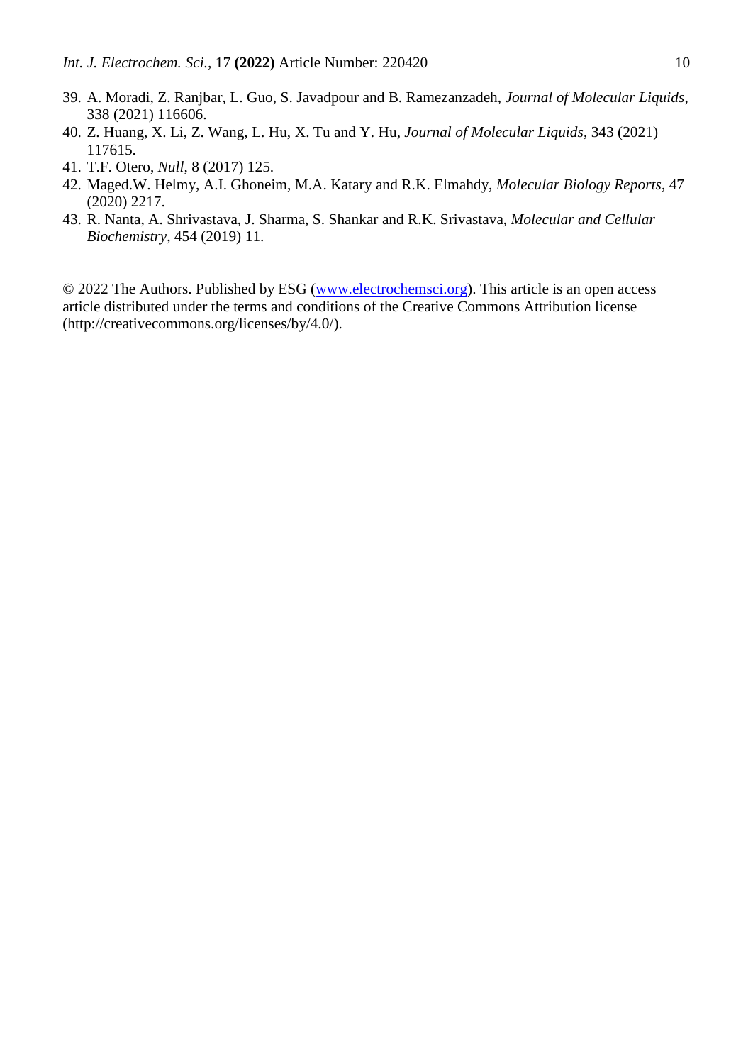39. A. Moradi, Z. Ranjbar, L. Guo, S. Javadpour and B. Ramezanzadeh, *Journal of Molecular Liquids*, 338 (2021) 116606.
40. Z. Huang, X. Li, Z. Wang, L. Hu, X. Tu and Y. Hu, *Journal of Molecular Liquids*, 343 (2021) 117615.
41. T.F. Otero, *Null*, 8 (2017) 125.
42. Maged.W. Helmy, A.I. Ghoneim, M.A. Katary and R.K. Elmahdy, *Molecular Biology Reports*, 47 (2020) 2217.
43. R. Nanta, A. Shrivastava, J. Sharma, S. Shankar and R.K. Srivastava, *Molecular and Cellular Biochemistry*, 454 (2019) 11.

© 2022 The Authors. Published by ESG (www.electrochemsci.org). This article is an open access article distributed under the terms and conditions of the Creative Commons Attribution license (http://creativecommons.org/licenses/by/4.0/).